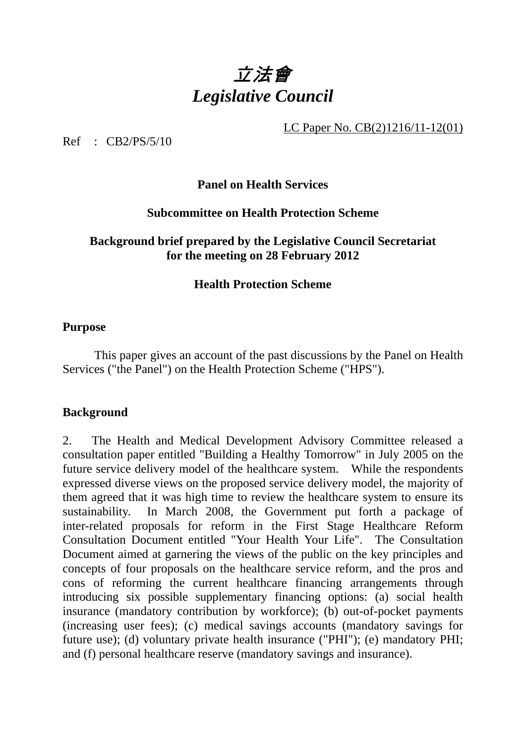# *立法會*
# *Legislative Council*

LC Paper No. CB(2)1216/11-12(01)

Ref : CB2/PS/5/10

**Panel on Health Services**

**Subcommittee on Health Protection Scheme**

**Background brief prepared by the Legislative Council Secretariat for the meeting on 28 February 2012**

**Health Protection Scheme**

## Purpose

This paper gives an account of the past discussions by the Panel on Health Services ("the Panel") on the Health Protection Scheme ("HPS").

## Background

2. The Health and Medical Development Advisory Committee released a consultation paper entitled "Building a Healthy Tomorrow" in July 2005 on the future service delivery model of the healthcare system. While the respondents expressed diverse views on the proposed service delivery model, the majority of them agreed that it was high time to review the healthcare system to ensure its sustainability. In March 2008, the Government put forth a package of inter-related proposals for reform in the First Stage Healthcare Reform Consultation Document entitled "Your Health Your Life". The Consultation Document aimed at garnering the views of the public on the key principles and concepts of four proposals on the healthcare service reform, and the pros and cons of reforming the current healthcare financing arrangements through introducing six possible supplementary financing options: (a) social health insurance (mandatory contribution by workforce); (b) out-of-pocket payments (increasing user fees); (c) medical savings accounts (mandatory savings for future use); (d) voluntary private health insurance ("PHI"); (e) mandatory PHI; and (f) personal healthcare reserve (mandatory savings and insurance).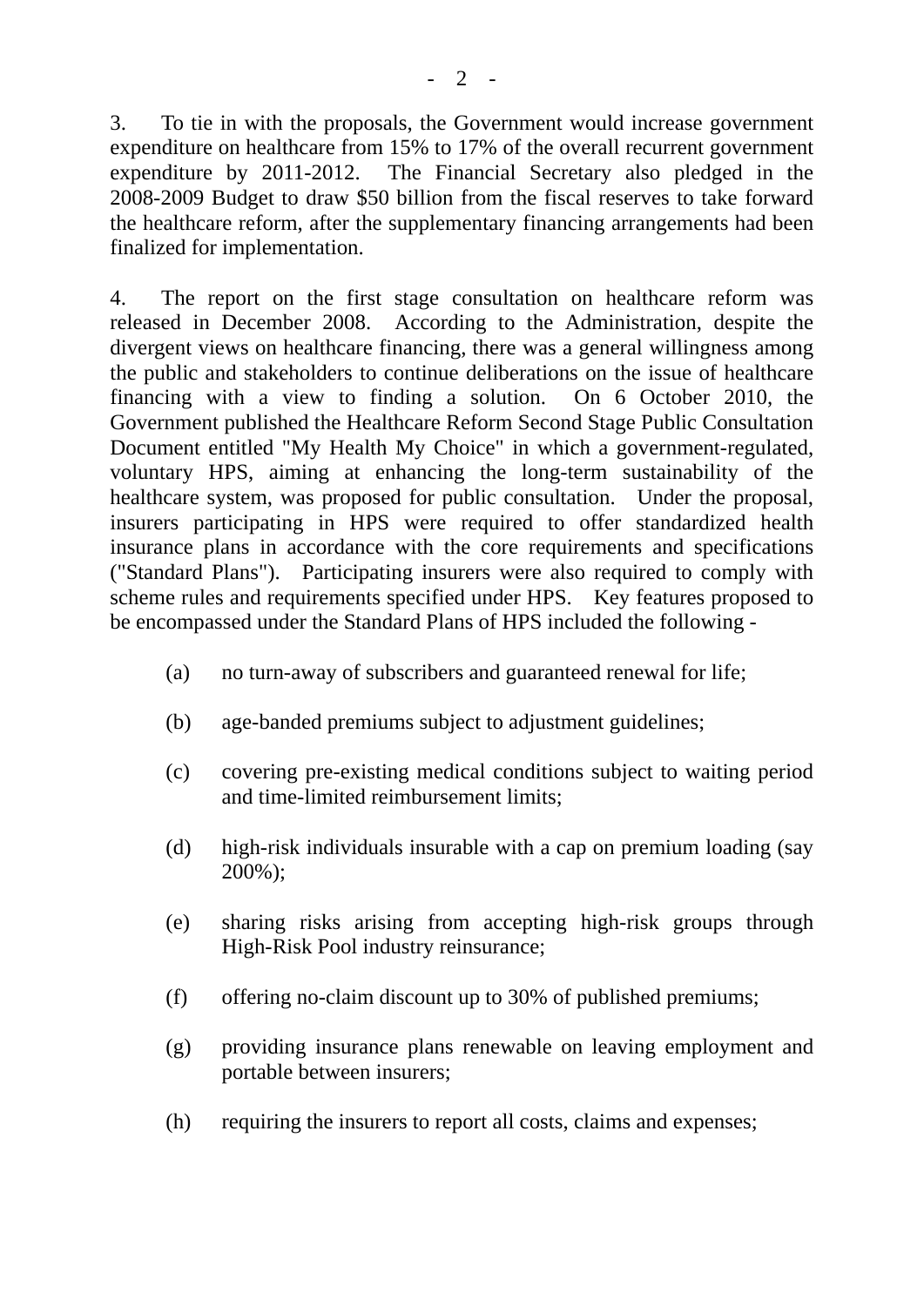3. To tie in with the proposals, the Government would increase government expenditure on healthcare from 15% to 17% of the overall recurrent government expenditure by 2011-2012. The Financial Secretary also pledged in the 2008-2009 Budget to draw $50 billion from the fiscal reserves to take forward the healthcare reform, after the supplementary financing arrangements had been finalized for implementation.

4. The report on the first stage consultation on healthcare reform was released in December 2008. According to the Administration, despite the divergent views on healthcare financing, there was a general willingness among the public and stakeholders to continue deliberations on the issue of healthcare financing with a view to finding a solution. On 6 October 2010, the Government published the Healthcare Reform Second Stage Public Consultation Document entitled "My Health My Choice" in which a government-regulated, voluntary HPS, aiming at enhancing the long-term sustainability of the healthcare system, was proposed for public consultation. Under the proposal, insurers participating in HPS were required to offer standardized health insurance plans in accordance with the core requirements and specifications ("Standard Plans"). Participating insurers were also required to comply with scheme rules and requirements specified under HPS. Key features proposed to be encompassed under the Standard Plans of HPS included the following -

(a) no turn-away of subscribers and guaranteed renewal for life;

(b) age-banded premiums subject to adjustment guidelines;

(c) covering pre-existing medical conditions subject to waiting period and time-limited reimbursement limits;

(d) high-risk individuals insurable with a cap on premium loading (say 200%);

(e) sharing risks arising from accepting high-risk groups through High-Risk Pool industry reinsurance;

(f) offering no-claim discount up to 30% of published premiums;

(g) providing insurance plans renewable on leaving employment and portable between insurers;

(h) requiring the insurers to report all costs, claims and expenses;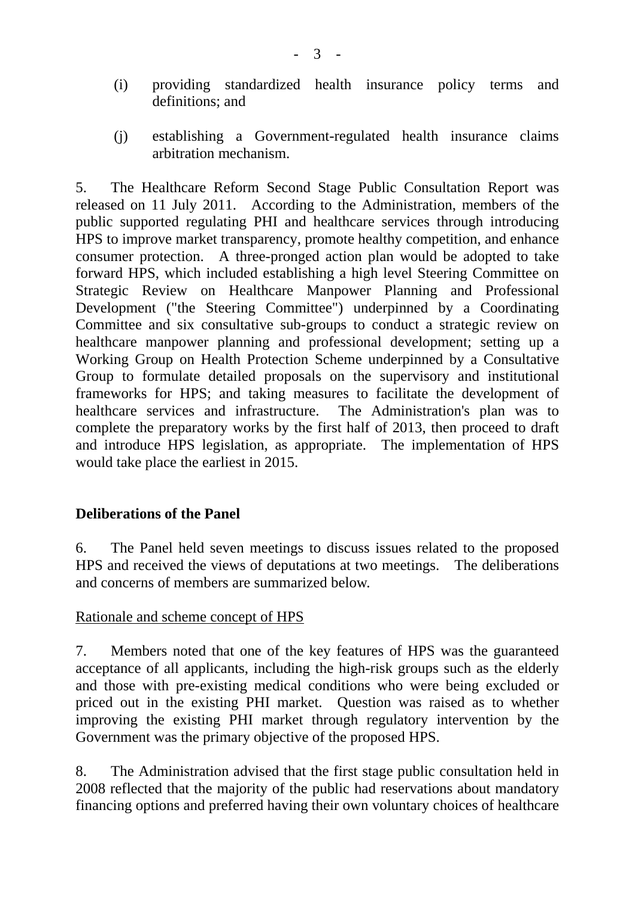(i) providing standardized health insurance policy terms and definitions; and

(j) establishing a Government-regulated health insurance claims arbitration mechanism.

5. The Healthcare Reform Second Stage Public Consultation Report was released on 11 July 2011. According to the Administration, members of the public supported regulating PHI and healthcare services through introducing HPS to improve market transparency, promote healthy competition, and enhance consumer protection. A three-pronged action plan would be adopted to take forward HPS, which included establishing a high level Steering Committee on Strategic Review on Healthcare Manpower Planning and Professional Development ("the Steering Committee") underpinned by a Coordinating Committee and six consultative sub-groups to conduct a strategic review on healthcare manpower planning and professional development; setting up a Working Group on Health Protection Scheme underpinned by a Consultative Group to formulate detailed proposals on the supervisory and institutional frameworks for HPS; and taking measures to facilitate the development of healthcare services and infrastructure. The Administration's plan was to complete the preparatory works by the first half of 2013, then proceed to draft and introduce HPS legislation, as appropriate. The implementation of HPS would take place the earliest in 2015.

## Deliberations of the Panel

6. The Panel held seven meetings to discuss issues related to the proposed HPS and received the views of deputations at two meetings. The deliberations and concerns of members are summarized below.

<u>Rationale and scheme concept of HPS</u>

7. Members noted that one of the key features of HPS was the guaranteed acceptance of all applicants, including the high-risk groups such as the elderly and those with pre-existing medical conditions who were being excluded or priced out in the existing PHI market. Question was raised as to whether improving the existing PHI market through regulatory intervention by the Government was the primary objective of the proposed HPS.

8. The Administration advised that the first stage public consultation held in 2008 reflected that the majority of the public had reservations about mandatory financing options and preferred having their own voluntary choices of healthcare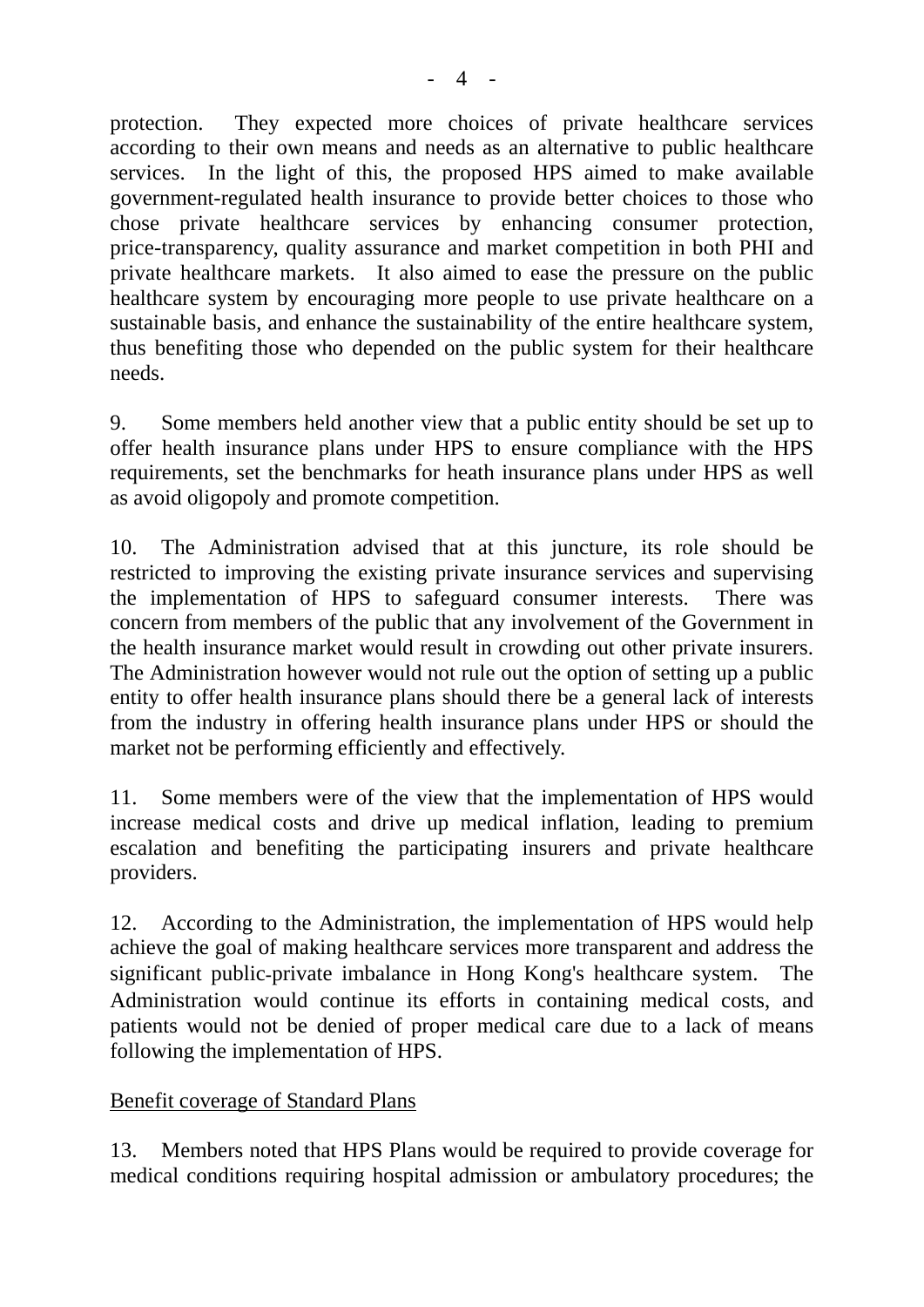protection. They expected more choices of private healthcare services according to their own means and needs as an alternative to public healthcare services. In the light of this, the proposed HPS aimed to make available government-regulated health insurance to provide better choices to those who chose private healthcare services by enhancing consumer protection, price-transparency, quality assurance and market competition in both PHI and private healthcare markets. It also aimed to ease the pressure on the public healthcare system by encouraging more people to use private healthcare on a sustainable basis, and enhance the sustainability of the entire healthcare system, thus benefiting those who depended on the public system for their healthcare needs.

9. Some members held another view that a public entity should be set up to offer health insurance plans under HPS to ensure compliance with the HPS requirements, set the benchmarks for heath insurance plans under HPS as well as avoid oligopoly and promote competition.

10. The Administration advised that at this juncture, its role should be restricted to improving the existing private insurance services and supervising the implementation of HPS to safeguard consumer interests. There was concern from members of the public that any involvement of the Government in the health insurance market would result in crowding out other private insurers. The Administration however would not rule out the option of setting up a public entity to offer health insurance plans should there be a general lack of interests from the industry in offering health insurance plans under HPS or should the market not be performing efficiently and effectively.

11. Some members were of the view that the implementation of HPS would increase medical costs and drive up medical inflation, leading to premium escalation and benefiting the participating insurers and private healthcare providers.

12. According to the Administration, the implementation of HPS would help achieve the goal of making healthcare services more transparent and address the significant public-private imbalance in Hong Kong's healthcare system. The Administration would continue its efforts in containing medical costs, and patients would not be denied of proper medical care due to a lack of means following the implementation of HPS.

Benefit coverage of Standard Plans

13. Members noted that HPS Plans would be required to provide coverage for medical conditions requiring hospital admission or ambulatory procedures; the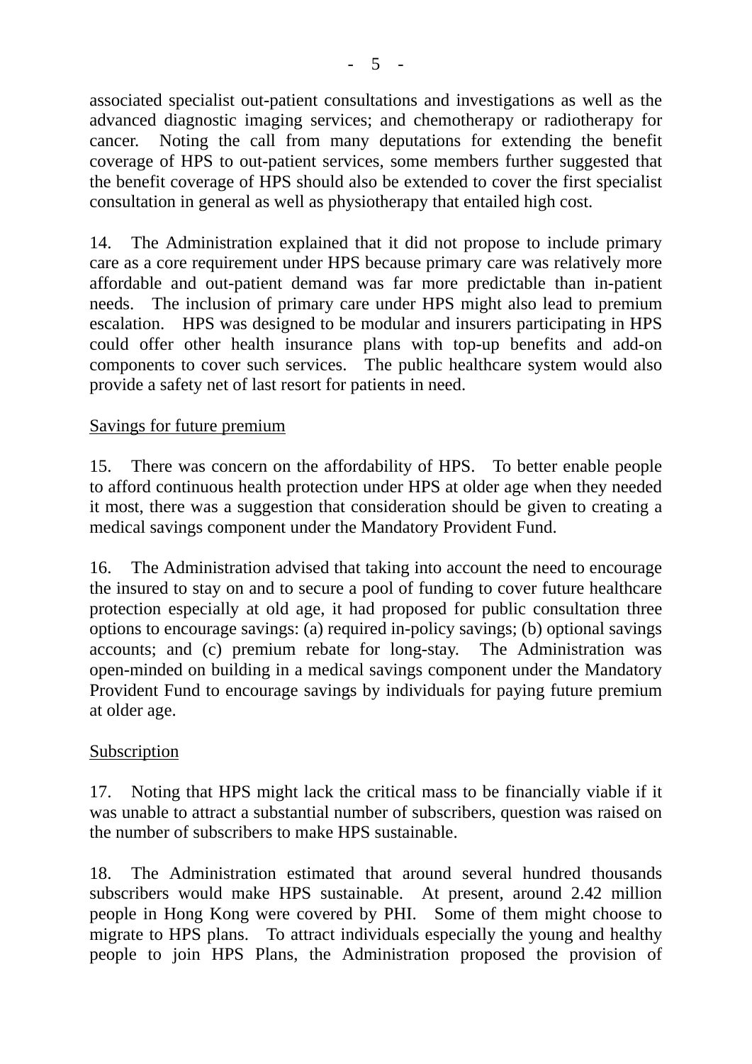associated specialist out-patient consultations and investigations as well as the advanced diagnostic imaging services; and chemotherapy or radiotherapy for cancer. Noting the call from many deputations for extending the benefit coverage of HPS to out-patient services, some members further suggested that the benefit coverage of HPS should also be extended to cover the first specialist consultation in general as well as physiotherapy that entailed high cost.

14. The Administration explained that it did not propose to include primary care as a core requirement under HPS because primary care was relatively more affordable and out-patient demand was far more predictable than in-patient needs. The inclusion of primary care under HPS might also lead to premium escalation. HPS was designed to be modular and insurers participating in HPS could offer other health insurance plans with top-up benefits and add-on components to cover such services. The public healthcare system would also provide a safety net of last resort for patients in need.

<u>Savings for future premium</u>

15. There was concern on the affordability of HPS. To better enable people to afford continuous health protection under HPS at older age when they needed it most, there was a suggestion that consideration should be given to creating a medical savings component under the Mandatory Provident Fund.

16. The Administration advised that taking into account the need to encourage the insured to stay on and to secure a pool of funding to cover future healthcare protection especially at old age, it had proposed for public consultation three options to encourage savings: (a) required in-policy savings; (b) optional savings accounts; and (c) premium rebate for long-stay. The Administration was open-minded on building in a medical savings component under the Mandatory Provident Fund to encourage savings by individuals for paying future premium at older age.

<u>Subscription</u>

17. Noting that HPS might lack the critical mass to be financially viable if it was unable to attract a substantial number of subscribers, question was raised on the number of subscribers to make HPS sustainable.

18. The Administration estimated that around several hundred thousands subscribers would make HPS sustainable. At present, around 2.42 million people in Hong Kong were covered by PHI. Some of them might choose to migrate to HPS plans. To attract individuals especially the young and healthy people to join HPS Plans, the Administration proposed the provision of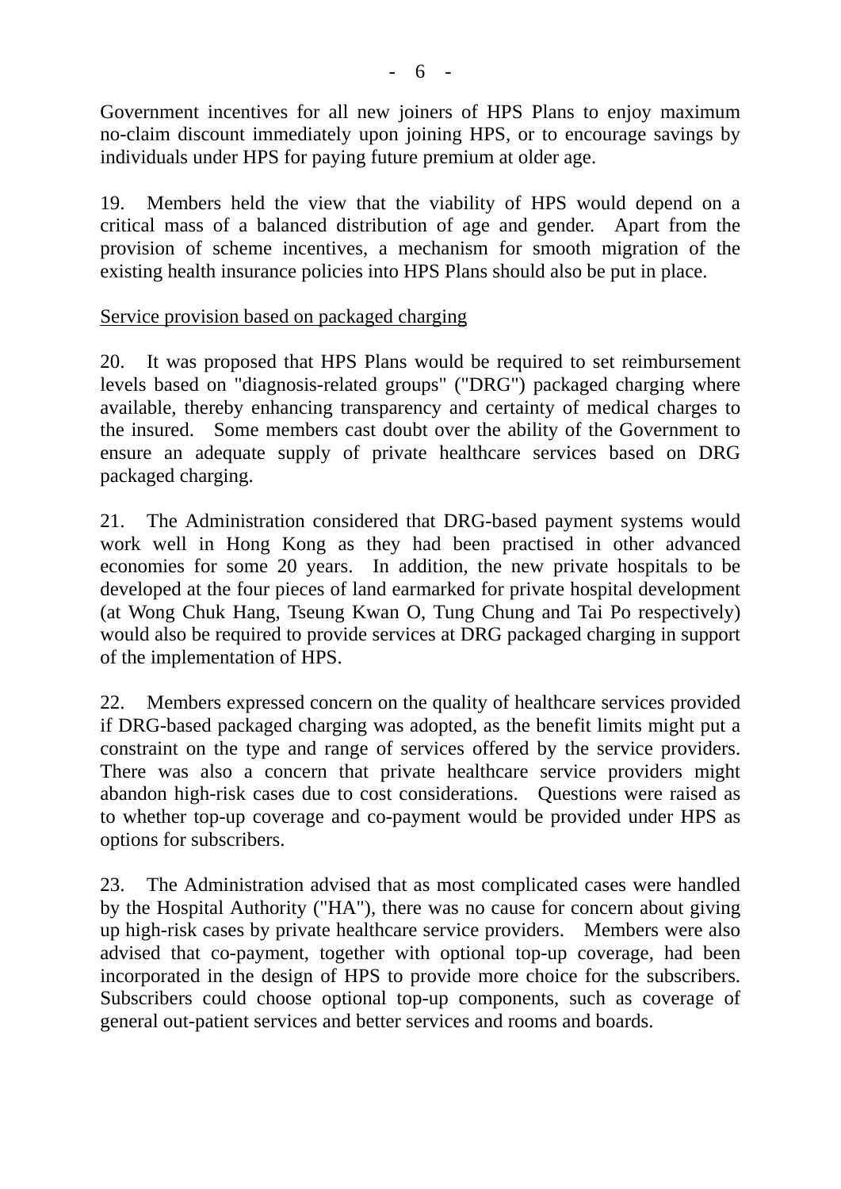Government incentives for all new joiners of HPS Plans to enjoy maximum no-claim discount immediately upon joining HPS, or to encourage savings by individuals under HPS for paying future premium at older age.

19. Members held the view that the viability of HPS would depend on a critical mass of a balanced distribution of age and gender. Apart from the provision of scheme incentives, a mechanism for smooth migration of the existing health insurance policies into HPS Plans should also be put in place.

Service provision based on packaged charging

20. It was proposed that HPS Plans would be required to set reimbursement levels based on "diagnosis-related groups" ("DRG") packaged charging where available, thereby enhancing transparency and certainty of medical charges to the insured. Some members cast doubt over the ability of the Government to ensure an adequate supply of private healthcare services based on DRG packaged charging.

21. The Administration considered that DRG-based payment systems would work well in Hong Kong as they had been practised in other advanced economies for some 20 years. In addition, the new private hospitals to be developed at the four pieces of land earmarked for private hospital development (at Wong Chuk Hang, Tseung Kwan O, Tung Chung and Tai Po respectively) would also be required to provide services at DRG packaged charging in support of the implementation of HPS.

22. Members expressed concern on the quality of healthcare services provided if DRG-based packaged charging was adopted, as the benefit limits might put a constraint on the type and range of services offered by the service providers. There was also a concern that private healthcare service providers might abandon high-risk cases due to cost considerations. Questions were raised as to whether top-up coverage and co-payment would be provided under HPS as options for subscribers.

23. The Administration advised that as most complicated cases were handled by the Hospital Authority ("HA"), there was no cause for concern about giving up high-risk cases by private healthcare service providers. Members were also advised that co-payment, together with optional top-up coverage, had been incorporated in the design of HPS to provide more choice for the subscribers. Subscribers could choose optional top-up components, such as coverage of general out-patient services and better services and rooms and boards.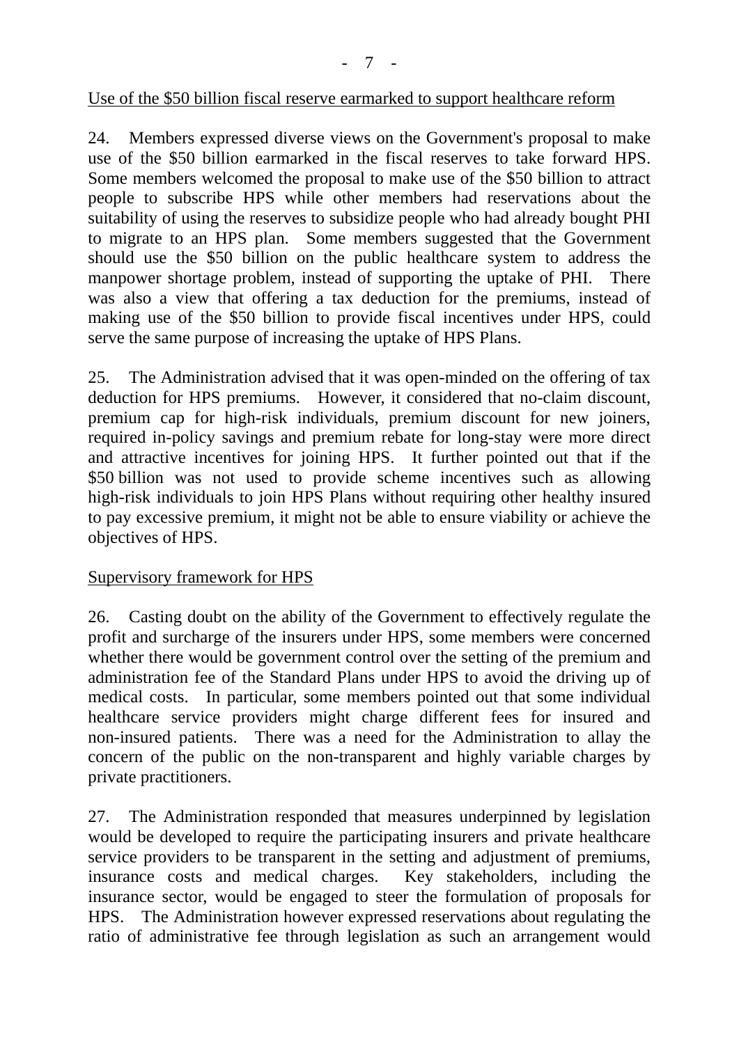Use of the $50 billion fiscal reserve earmarked to support healthcare reform

24. Members expressed diverse views on the Government's proposal to make use of the $50 billion earmarked in the fiscal reserves to take forward HPS. Some members welcomed the proposal to make use of the $50 billion to attract people to subscribe HPS while other members had reservations about the suitability of using the reserves to subsidize people who had already bought PHI to migrate to an HPS plan. Some members suggested that the Government should use the $50 billion on the public healthcare system to address the manpower shortage problem, instead of supporting the uptake of PHI. There was also a view that offering a tax deduction for the premiums, instead of making use of the $50 billion to provide fiscal incentives under HPS, could serve the same purpose of increasing the uptake of HPS Plans.

25. The Administration advised that it was open-minded on the offering of tax deduction for HPS premiums. However, it considered that no-claim discount, premium cap for high-risk individuals, premium discount for new joiners, required in-policy savings and premium rebate for long-stay were more direct and attractive incentives for joining HPS. It further pointed out that if the $50 billion was not used to provide scheme incentives such as allowing high-risk individuals to join HPS Plans without requiring other healthy insured to pay excessive premium, it might not be able to ensure viability or achieve the objectives of HPS.

Supervisory framework for HPS

26. Casting doubt on the ability of the Government to effectively regulate the profit and surcharge of the insurers under HPS, some members were concerned whether there would be government control over the setting of the premium and administration fee of the Standard Plans under HPS to avoid the driving up of medical costs. In particular, some members pointed out that some individual healthcare service providers might charge different fees for insured and non-insured patients. There was a need for the Administration to allay the concern of the public on the non-transparent and highly variable charges by private practitioners.

27. The Administration responded that measures underpinned by legislation would be developed to require the participating insurers and private healthcare service providers to be transparent in the setting and adjustment of premiums, insurance costs and medical charges. Key stakeholders, including the insurance sector, would be engaged to steer the formulation of proposals for HPS. The Administration however expressed reservations about regulating the ratio of administrative fee through legislation as such an arrangement would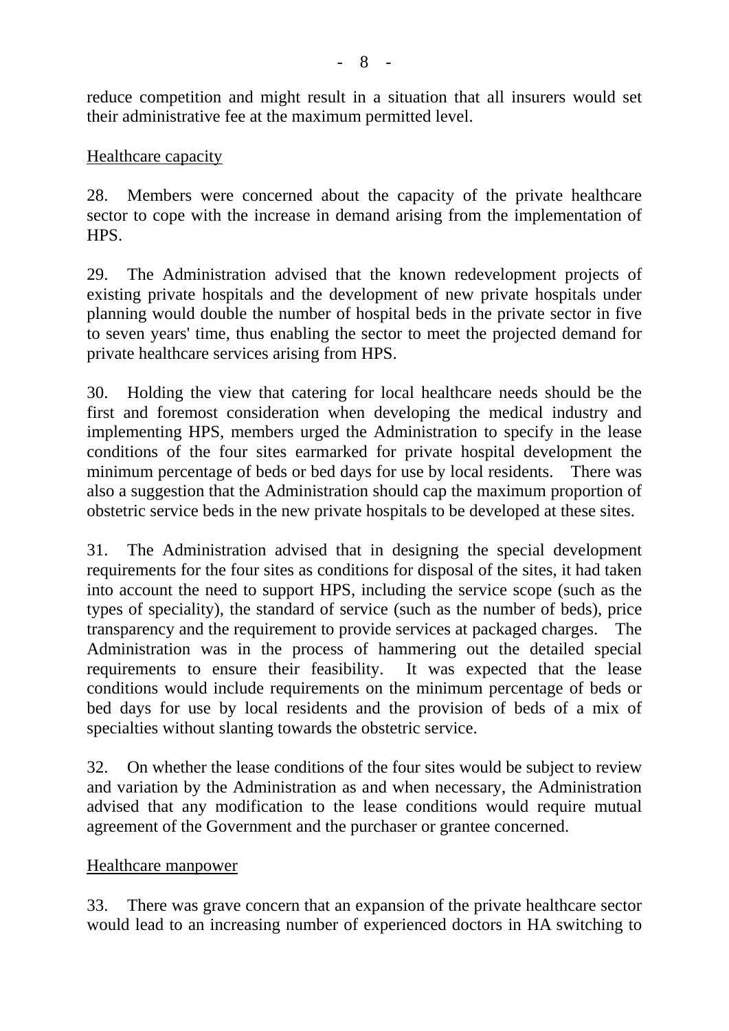reduce competition and might result in a situation that all insurers would set their administrative fee at the maximum permitted level.

<u>Healthcare capacity</u>

28. Members were concerned about the capacity of the private healthcare sector to cope with the increase in demand arising from the implementation of HPS.

29. The Administration advised that the known redevelopment projects of existing private hospitals and the development of new private hospitals under planning would double the number of hospital beds in the private sector in five to seven years' time, thus enabling the sector to meet the projected demand for private healthcare services arising from HPS.

30. Holding the view that catering for local healthcare needs should be the first and foremost consideration when developing the medical industry and implementing HPS, members urged the Administration to specify in the lease conditions of the four sites earmarked for private hospital development the minimum percentage of beds or bed days for use by local residents. There was also a suggestion that the Administration should cap the maximum proportion of obstetric service beds in the new private hospitals to be developed at these sites.

31. The Administration advised that in designing the special development requirements for the four sites as conditions for disposal of the sites, it had taken into account the need to support HPS, including the service scope (such as the types of speciality), the standard of service (such as the number of beds), price transparency and the requirement to provide services at packaged charges. The Administration was in the process of hammering out the detailed special requirements to ensure their feasibility. It was expected that the lease conditions would include requirements on the minimum percentage of beds or bed days for use by local residents and the provision of beds of a mix of specialties without slanting towards the obstetric service.

32. On whether the lease conditions of the four sites would be subject to review and variation by the Administration as and when necessary, the Administration advised that any modification to the lease conditions would require mutual agreement of the Government and the purchaser or grantee concerned.

<u>Healthcare manpower</u>

33. There was grave concern that an expansion of the private healthcare sector would lead to an increasing number of experienced doctors in HA switching to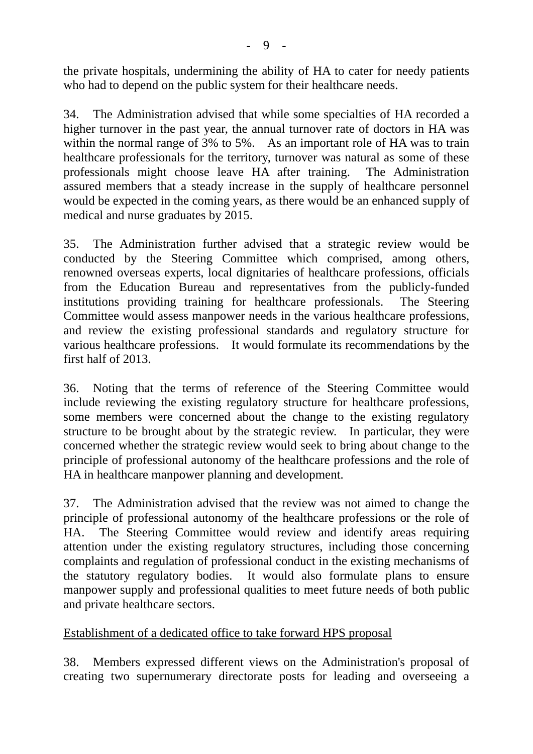the private hospitals, undermining the ability of HA to cater for needy patients who had to depend on the public system for their healthcare needs.

34. The Administration advised that while some specialties of HA recorded a higher turnover in the past year, the annual turnover rate of doctors in HA was within the normal range of 3% to 5%. As an important role of HA was to train healthcare professionals for the territory, turnover was natural as some of these professionals might choose leave HA after training. The Administration assured members that a steady increase in the supply of healthcare personnel would be expected in the coming years, as there would be an enhanced supply of medical and nurse graduates by 2015.

35. The Administration further advised that a strategic review would be conducted by the Steering Committee which comprised, among others, renowned overseas experts, local dignitaries of healthcare professions, officials from the Education Bureau and representatives from the publicly-funded institutions providing training for healthcare professionals. The Steering Committee would assess manpower needs in the various healthcare professions, and review the existing professional standards and regulatory structure for various healthcare professions. It would formulate its recommendations by the first half of 2013.

36. Noting that the terms of reference of the Steering Committee would include reviewing the existing regulatory structure for healthcare professions, some members were concerned about the change to the existing regulatory structure to be brought about by the strategic review. In particular, they were concerned whether the strategic review would seek to bring about change to the principle of professional autonomy of the healthcare professions and the role of HA in healthcare manpower planning and development.

37. The Administration advised that the review was not aimed to change the principle of professional autonomy of the healthcare professions or the role of HA. The Steering Committee would review and identify areas requiring attention under the existing regulatory structures, including those concerning complaints and regulation of professional conduct in the existing mechanisms of the statutory regulatory bodies. It would also formulate plans to ensure manpower supply and professional qualities to meet future needs of both public and private healthcare sectors.

<u>Establishment of a dedicated office to take forward HPS proposal</u>

38. Members expressed different views on the Administration's proposal of creating two supernumerary directorate posts for leading and overseeing a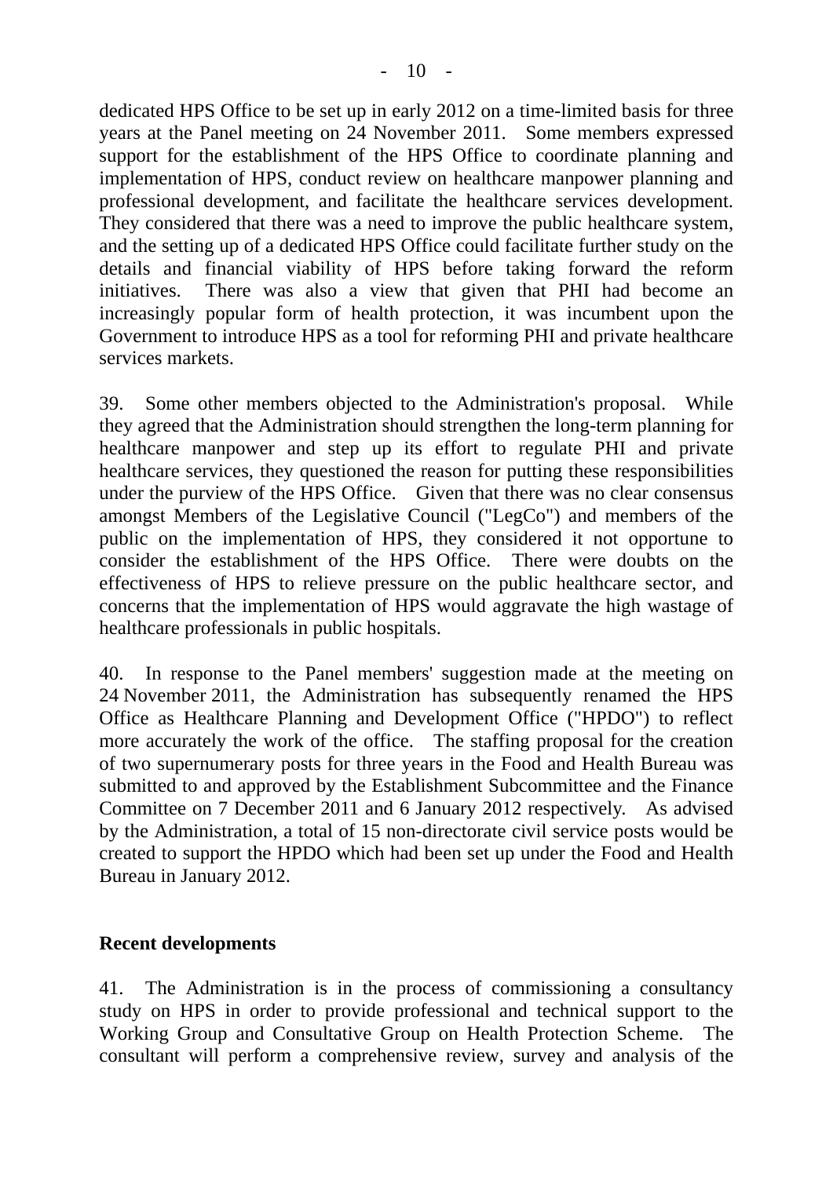dedicated HPS Office to be set up in early 2012 on a time-limited basis for three years at the Panel meeting on 24 November 2011. Some members expressed support for the establishment of the HPS Office to coordinate planning and implementation of HPS, conduct review on healthcare manpower planning and professional development, and facilitate the healthcare services development. They considered that there was a need to improve the public healthcare system, and the setting up of a dedicated HPS Office could facilitate further study on the details and financial viability of HPS before taking forward the reform initiatives. There was also a view that given that PHI had become an increasingly popular form of health protection, it was incumbent upon the Government to introduce HPS as a tool for reforming PHI and private healthcare services markets.

39. Some other members objected to the Administration's proposal. While they agreed that the Administration should strengthen the long-term planning for healthcare manpower and step up its effort to regulate PHI and private healthcare services, they questioned the reason for putting these responsibilities under the purview of the HPS Office. Given that there was no clear consensus amongst Members of the Legislative Council ("LegCo") and members of the public on the implementation of HPS, they considered it not opportune to consider the establishment of the HPS Office. There were doubts on the effectiveness of HPS to relieve pressure on the public healthcare sector, and concerns that the implementation of HPS would aggravate the high wastage of healthcare professionals in public hospitals.

40. In response to the Panel members' suggestion made at the meeting on 24 November 2011, the Administration has subsequently renamed the HPS Office as Healthcare Planning and Development Office ("HPDO") to reflect more accurately the work of the office. The staffing proposal for the creation of two supernumerary posts for three years in the Food and Health Bureau was submitted to and approved by the Establishment Subcommittee and the Finance Committee on 7 December 2011 and 6 January 2012 respectively. As advised by the Administration, a total of 15 non-directorate civil service posts would be created to support the HPDO which had been set up under the Food and Health Bureau in January 2012.

**Recent developments**

41. The Administration is in the process of commissioning a consultancy study on HPS in order to provide professional and technical support to the Working Group and Consultative Group on Health Protection Scheme. The consultant will perform a comprehensive review, survey and analysis of the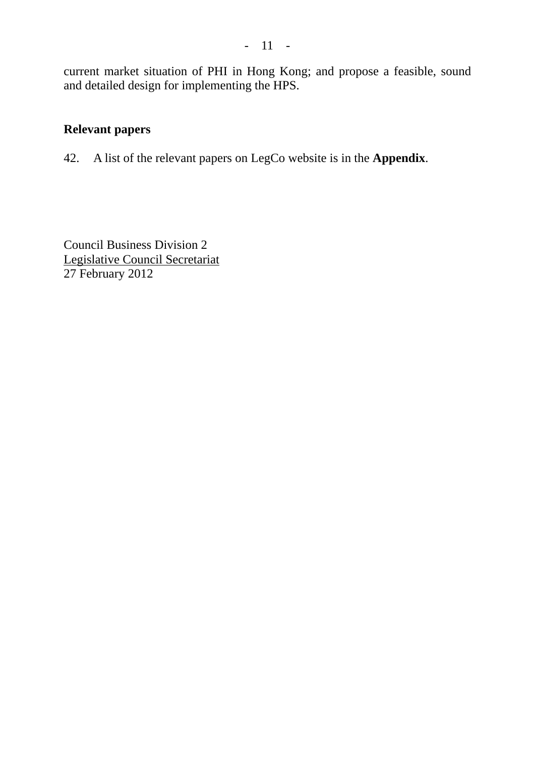current market situation of PHI in Hong Kong; and propose a feasible, sound and detailed design for implementing the HPS.

## Relevant papers

42. A list of the relevant papers on LegCo website is in the **Appendix**.

Council Business Division 2
Legislative Council Secretariat
27 February 2012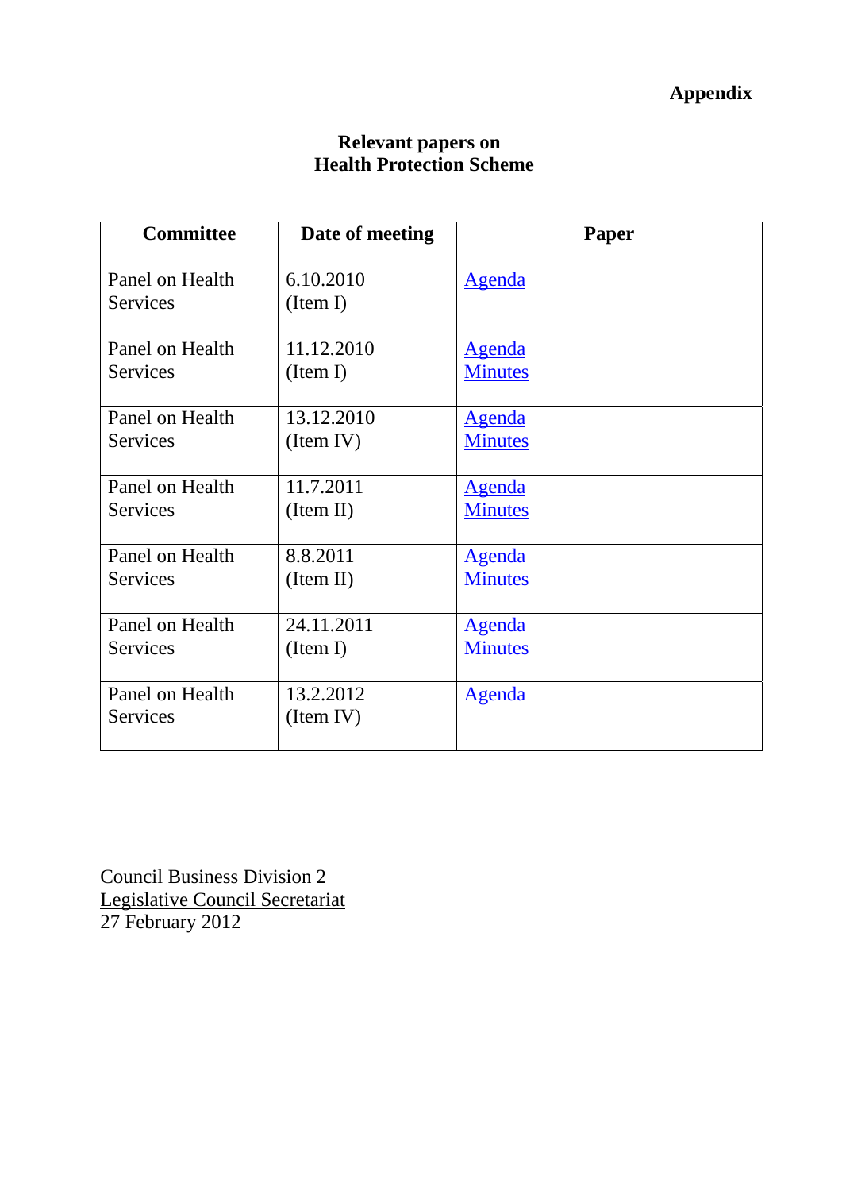**Appendix**

**Relevant papers on**
**Health Protection Scheme**

| Committee | Date of meeting | Paper |
|---|---|---|
| Panel on Health Services | 6.10.2010 (Item I) | Agenda |
| Panel on Health Services | 11.12.2010 (Item I) | Agenda<br>Minutes |
| Panel on Health Services | 13.12.2010 (Item IV) | Agenda<br>Minutes |
| Panel on Health Services | 11.7.2011 (Item II) | Agenda<br>Minutes |
| Panel on Health Services | 8.8.2011 (Item II) | Agenda<br>Minutes |
| Panel on Health Services | 24.11.2011 (Item I) | Agenda<br>Minutes |
| Panel on Health Services | 13.2.2012 (Item IV) | Agenda |

Council Business Division 2
Legislative Council Secretariat
27 February 2012